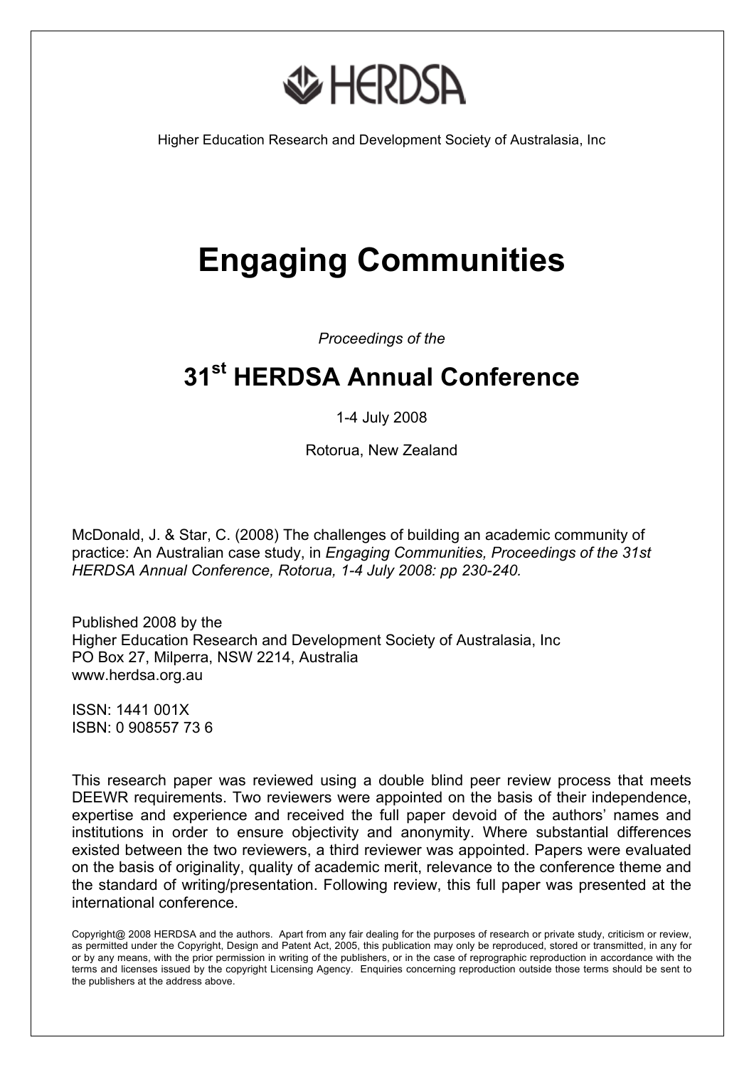HERDSA

Higher Education Research and Development Society of Australasia, Inc

# Engaging Communities

*Proceedings of the*

## 31st HERDSA Annual Conference

1-4 July 2008

Rotorua, New Zealand

McDonald, J. & Star, C. (2008) The challenges of building an academic community of practice: An Australian case study, in *Engaging Communities, Proceedings of the 31st HERDSA Annual Conference, Rotorua, 1-4 July 2008: pp 230-240.*

Published 2008 by the
Higher Education Research and Development Society of Australasia, Inc
PO Box 27, Milperra, NSW 2214, Australia
www.herdsa.org.au

ISSN: 1441 001X
ISBN: 0 908557 73 6

This research paper was reviewed using a double blind peer review process that meets DEEWR requirements. Two reviewers were appointed on the basis of their independence, expertise and experience and received the full paper devoid of the authors' names and institutions in order to ensure objectivity and anonymity. Where substantial differences existed between the two reviewers, a third reviewer was appointed. Papers were evaluated on the basis of originality, quality of academic merit, relevance to the conference theme and the standard of writing/presentation. Following review, this full paper was presented at the international conference.

Copyright@ 2008 HERDSA and the authors. Apart from any fair dealing for the purposes of research or private study, criticism or review, as permitted under the Copyright, Design and Patent Act, 2005, this publication may only be reproduced, stored or transmitted, in any for or by any means, with the prior permission in writing of the publishers, or in the case of reprographic reproduction in accordance with the terms and licenses issued by the copyright Licensing Agency. Enquiries concerning reproduction outside those terms should be sent to the publishers at the address above.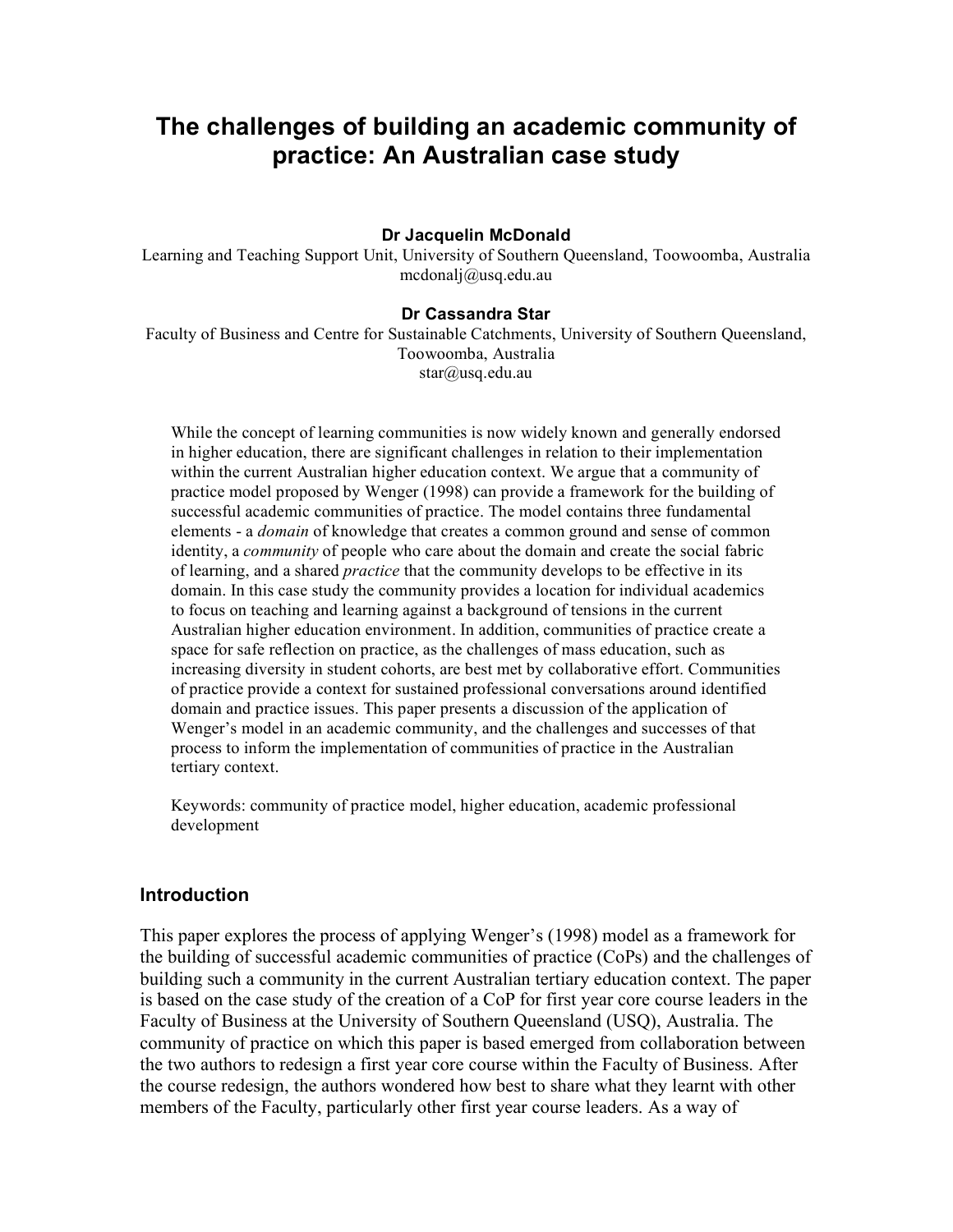# The challenges of building an academic community of practice: An Australian case study

**Dr Jacquelin McDonald**

Learning and Teaching Support Unit, University of Southern Queensland, Toowoomba, Australia
mcdonalj@usq.edu.au

**Dr Cassandra Star**

Faculty of Business and Centre for Sustainable Catchments, University of Southern Queensland, Toowoomba, Australia
star@usq.edu.au

While the concept of learning communities is now widely known and generally endorsed in higher education, there are significant challenges in relation to their implementation within the current Australian higher education context. We argue that a community of practice model proposed by Wenger (1998) can provide a framework for the building of successful academic communities of practice. The model contains three fundamental elements - a *domain* of knowledge that creates a common ground and sense of common identity, a *community* of people who care about the domain and create the social fabric of learning, and a shared *practice* that the community develops to be effective in its domain. In this case study the community provides a location for individual academics to focus on teaching and learning against a background of tensions in the current Australian higher education environment. In addition, communities of practice create a space for safe reflection on practice, as the challenges of mass education, such as increasing diversity in student cohorts, are best met by collaborative effort. Communities of practice provide a context for sustained professional conversations around identified domain and practice issues. This paper presents a discussion of the application of Wenger's model in an academic community, and the challenges and successes of that process to inform the implementation of communities of practice in the Australian tertiary context.

Keywords: community of practice model, higher education, academic professional development

## Introduction

This paper explores the process of applying Wenger's (1998) model as a framework for the building of successful academic communities of practice (CoPs) and the challenges of building such a community in the current Australian tertiary education context. The paper is based on the case study of the creation of a CoP for first year core course leaders in the Faculty of Business at the University of Southern Queensland (USQ), Australia. The community of practice on which this paper is based emerged from collaboration between the two authors to redesign a first year core course within the Faculty of Business. After the course redesign, the authors wondered how best to share what they learnt with other members of the Faculty, particularly other first year course leaders. As a way of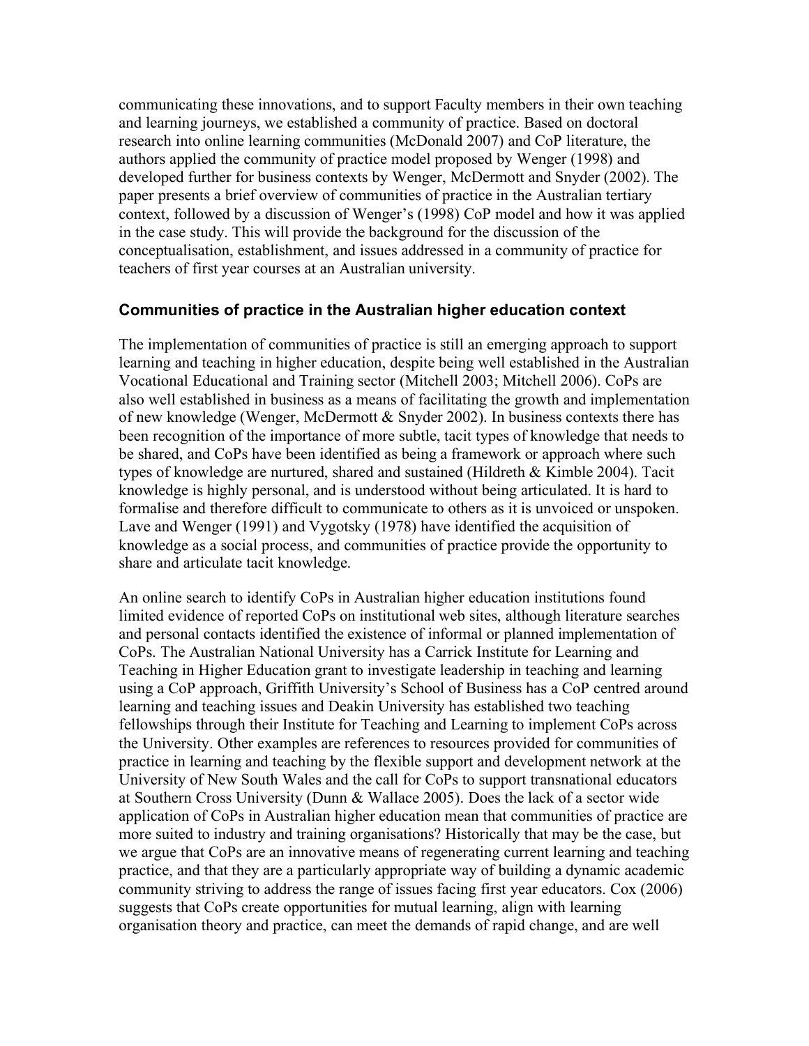communicating these innovations, and to support Faculty members in their own teaching and learning journeys, we established a community of practice. Based on doctoral research into online learning communities (McDonald 2007) and CoP literature, the authors applied the community of practice model proposed by Wenger (1998) and developed further for business contexts by Wenger, McDermott and Snyder (2002). The paper presents a brief overview of communities of practice in the Australian tertiary context, followed by a discussion of Wenger's (1998) CoP model and how it was applied in the case study. This will provide the background for the discussion of the conceptualisation, establishment, and issues addressed in a community of practice for teachers of first year courses at an Australian university.

## Communities of practice in the Australian higher education context

The implementation of communities of practice is still an emerging approach to support learning and teaching in higher education, despite being well established in the Australian Vocational Educational and Training sector (Mitchell 2003; Mitchell 2006). CoPs are also well established in business as a means of facilitating the growth and implementation of new knowledge (Wenger, McDermott & Snyder 2002). In business contexts there has been recognition of the importance of more subtle, tacit types of knowledge that needs to be shared, and CoPs have been identified as being a framework or approach where such types of knowledge are nurtured, shared and sustained (Hildreth & Kimble 2004). Tacit knowledge is highly personal, and is understood without being articulated. It is hard to formalise and therefore difficult to communicate to others as it is unvoiced or unspoken. Lave and Wenger (1991) and Vygotsky (1978) have identified the acquisition of knowledge as a social process, and communities of practice provide the opportunity to share and articulate tacit knowledge.

An online search to identify CoPs in Australian higher education institutions found limited evidence of reported CoPs on institutional web sites, although literature searches and personal contacts identified the existence of informal or planned implementation of CoPs. The Australian National University has a Carrick Institute for Learning and Teaching in Higher Education grant to investigate leadership in teaching and learning using a CoP approach, Griffith University's School of Business has a CoP centred around learning and teaching issues and Deakin University has established two teaching fellowships through their Institute for Teaching and Learning to implement CoPs across the University. Other examples are references to resources provided for communities of practice in learning and teaching by the flexible support and development network at the University of New South Wales and the call for CoPs to support transnational educators at Southern Cross University (Dunn & Wallace 2005). Does the lack of a sector wide application of CoPs in Australian higher education mean that communities of practice are more suited to industry and training organisations? Historically that may be the case, but we argue that CoPs are an innovative means of regenerating current learning and teaching practice, and that they are a particularly appropriate way of building a dynamic academic community striving to address the range of issues facing first year educators. Cox (2006) suggests that CoPs create opportunities for mutual learning, align with learning organisation theory and practice, can meet the demands of rapid change, and are well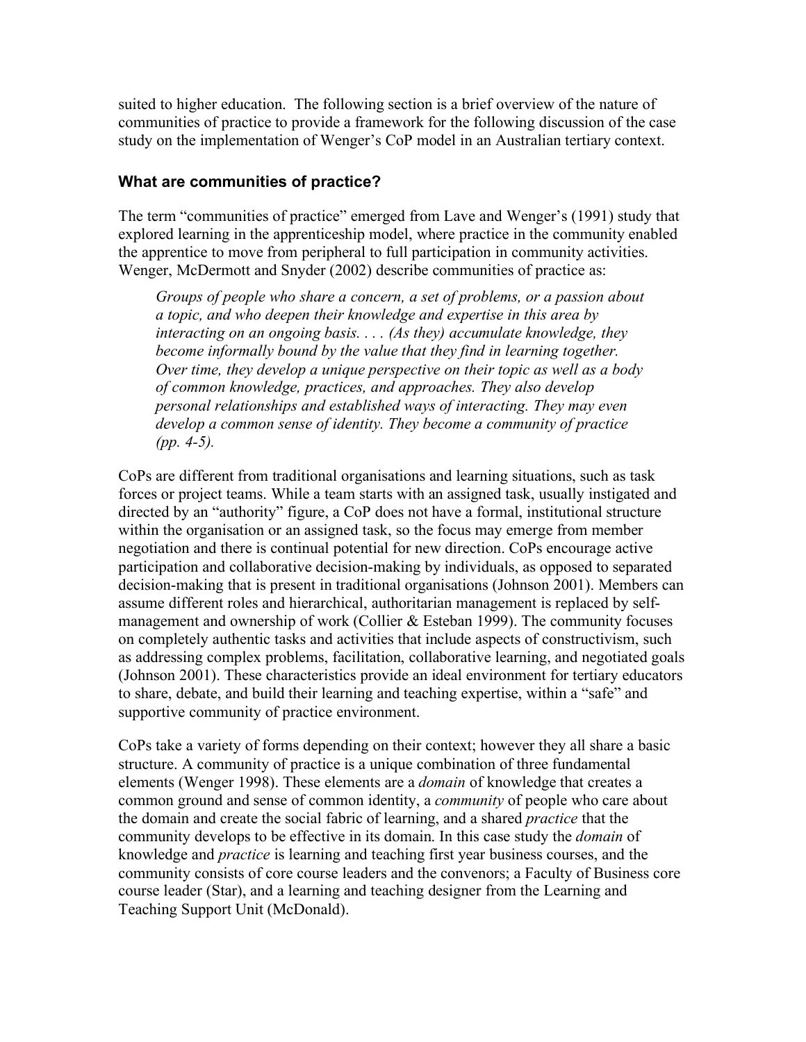suited to higher education. The following section is a brief overview of the nature of communities of practice to provide a framework for the following discussion of the case study on the implementation of Wenger's CoP model in an Australian tertiary context.

### What are communities of practice?

The term "communities of practice" emerged from Lave and Wenger's (1991) study that explored learning in the apprenticeship model, where practice in the community enabled the apprentice to move from peripheral to full participation in community activities. Wenger, McDermott and Snyder (2002) describe communities of practice as:

> *Groups of people who share a concern, a set of problems, or a passion about a topic, and who deepen their knowledge and expertise in this area by interacting on an ongoing basis. . . . (As they) accumulate knowledge, they become informally bound by the value that they find in learning together. Over time, they develop a unique perspective on their topic as well as a body of common knowledge, practices, and approaches. They also develop personal relationships and established ways of interacting. They may even develop a common sense of identity. They become a community of practice (pp. 4-5).*

CoPs are different from traditional organisations and learning situations, such as task forces or project teams. While a team starts with an assigned task, usually instigated and directed by an "authority" figure, a CoP does not have a formal, institutional structure within the organisation or an assigned task, so the focus may emerge from member negotiation and there is continual potential for new direction. CoPs encourage active participation and collaborative decision-making by individuals, as opposed to separated decision-making that is present in traditional organisations (Johnson 2001). Members can assume different roles and hierarchical, authoritarian management is replaced by self-management and ownership of work (Collier & Esteban 1999). The community focuses on completely authentic tasks and activities that include aspects of constructivism, such as addressing complex problems, facilitation, collaborative learning, and negotiated goals (Johnson 2001). These characteristics provide an ideal environment for tertiary educators to share, debate, and build their learning and teaching expertise, within a "safe" and supportive community of practice environment.

CoPs take a variety of forms depending on their context; however they all share a basic structure. A community of practice is a unique combination of three fundamental elements (Wenger 1998). These elements are a *domain* of knowledge that creates a common ground and sense of common identity, a *community* of people who care about the domain and create the social fabric of learning, and a shared *practice* that the community develops to be effective in its domain. In this case study the *domain* of knowledge and *practice* is learning and teaching first year business courses, and the community consists of core course leaders and the convenors; a Faculty of Business core course leader (Star), and a learning and teaching designer from the Learning and Teaching Support Unit (McDonald).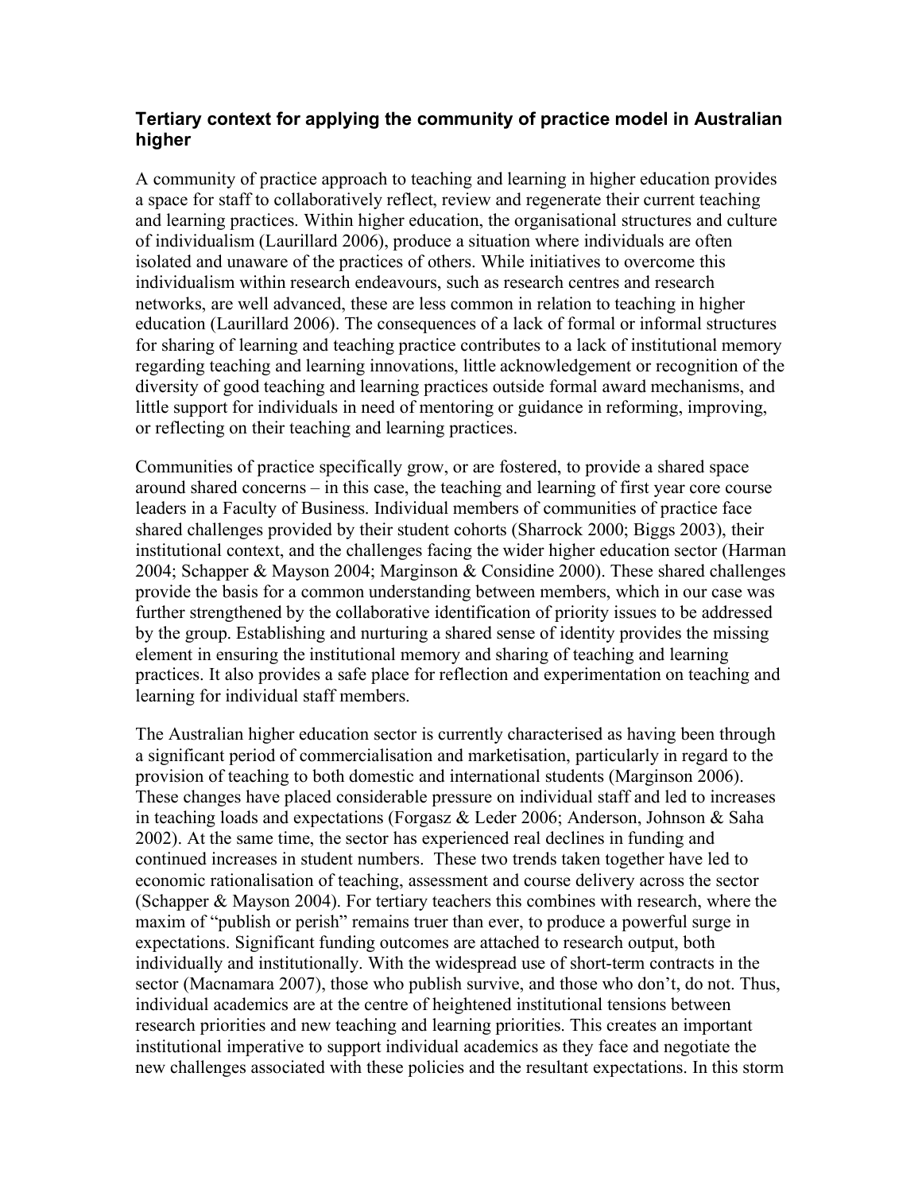### Tertiary context for applying the community of practice model in Australian higher

A community of practice approach to teaching and learning in higher education provides a space for staff to collaboratively reflect, review and regenerate their current teaching and learning practices. Within higher education, the organisational structures and culture of individualism (Laurillard 2006), produce a situation where individuals are often isolated and unaware of the practices of others. While initiatives to overcome this individualism within research endeavours, such as research centres and research networks, are well advanced, these are less common in relation to teaching in higher education (Laurillard 2006). The consequences of a lack of formal or informal structures for sharing of learning and teaching practice contributes to a lack of institutional memory regarding teaching and learning innovations, little acknowledgement or recognition of the diversity of good teaching and learning practices outside formal award mechanisms, and little support for individuals in need of mentoring or guidance in reforming, improving, or reflecting on their teaching and learning practices.

Communities of practice specifically grow, or are fostered, to provide a shared space around shared concerns – in this case, the teaching and learning of first year core course leaders in a Faculty of Business. Individual members of communities of practice face shared challenges provided by their student cohorts (Sharrock 2000; Biggs 2003), their institutional context, and the challenges facing the wider higher education sector (Harman 2004; Schapper & Mayson 2004; Marginson & Considine 2000). These shared challenges provide the basis for a common understanding between members, which in our case was further strengthened by the collaborative identification of priority issues to be addressed by the group. Establishing and nurturing a shared sense of identity provides the missing element in ensuring the institutional memory and sharing of teaching and learning practices. It also provides a safe place for reflection and experimentation on teaching and learning for individual staff members.

The Australian higher education sector is currently characterised as having been through a significant period of commercialisation and marketisation, particularly in regard to the provision of teaching to both domestic and international students (Marginson 2006). These changes have placed considerable pressure on individual staff and led to increases in teaching loads and expectations (Forgasz & Leder 2006; Anderson, Johnson & Saha 2002). At the same time, the sector has experienced real declines in funding and continued increases in student numbers. These two trends taken together have led to economic rationalisation of teaching, assessment and course delivery across the sector (Schapper & Mayson 2004). For tertiary teachers this combines with research, where the maxim of "publish or perish" remains truer than ever, to produce a powerful surge in expectations. Significant funding outcomes are attached to research output, both individually and institutionally. With the widespread use of short-term contracts in the sector (Macnamara 2007), those who publish survive, and those who don't, do not. Thus, individual academics are at the centre of heightened institutional tensions between research priorities and new teaching and learning priorities. This creates an important institutional imperative to support individual academics as they face and negotiate the new challenges associated with these policies and the resultant expectations. In this storm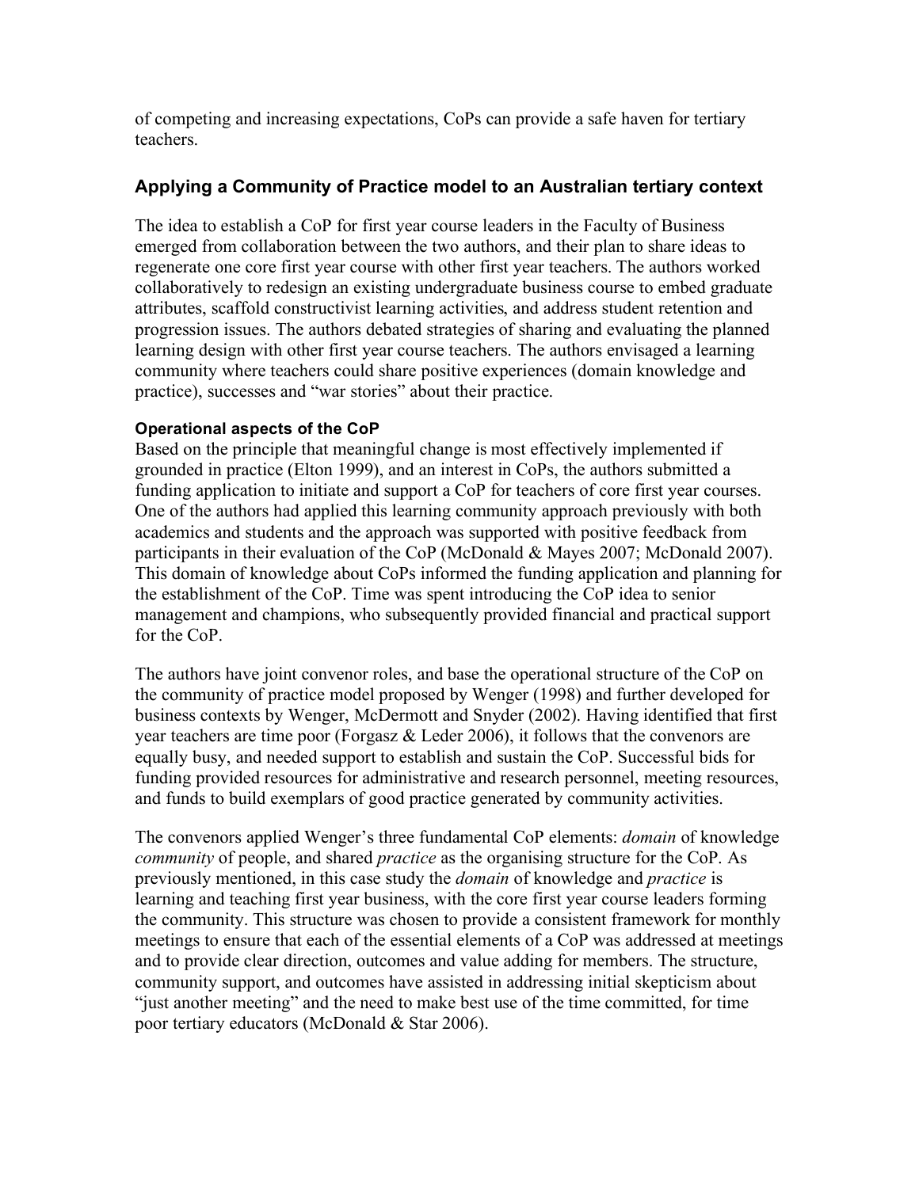of competing and increasing expectations, CoPs can provide a safe haven for tertiary teachers.

## Applying a Community of Practice model to an Australian tertiary context

The idea to establish a CoP for first year course leaders in the Faculty of Business emerged from collaboration between the two authors, and their plan to share ideas to regenerate one core first year course with other first year teachers. The authors worked collaboratively to redesign an existing undergraduate business course to embed graduate attributes, scaffold constructivist learning activities, and address student retention and progression issues. The authors debated strategies of sharing and evaluating the planned learning design with other first year course teachers. The authors envisaged a learning community where teachers could share positive experiences (domain knowledge and practice), successes and "war stories" about their practice.

### Operational aspects of the CoP

Based on the principle that meaningful change is most effectively implemented if grounded in practice (Elton 1999), and an interest in CoPs, the authors submitted a funding application to initiate and support a CoP for teachers of core first year courses. One of the authors had applied this learning community approach previously with both academics and students and the approach was supported with positive feedback from participants in their evaluation of the CoP (McDonald & Mayes 2007; McDonald 2007). This domain of knowledge about CoPs informed the funding application and planning for the establishment of the CoP. Time was spent introducing the CoP idea to senior management and champions, who subsequently provided financial and practical support for the CoP.

The authors have joint convenor roles, and base the operational structure of the CoP on the community of practice model proposed by Wenger (1998) and further developed for business contexts by Wenger, McDermott and Snyder (2002). Having identified that first year teachers are time poor (Forgasz & Leder 2006), it follows that the convenors are equally busy, and needed support to establish and sustain the CoP. Successful bids for funding provided resources for administrative and research personnel, meeting resources, and funds to build exemplars of good practice generated by community activities.

The convenors applied Wenger's three fundamental CoP elements: *domain* of knowledge *community* of people, and shared *practice* as the organising structure for the CoP. As previously mentioned, in this case study the *domain* of knowledge and *practice* is learning and teaching first year business, with the core first year course leaders forming the community. This structure was chosen to provide a consistent framework for monthly meetings to ensure that each of the essential elements of a CoP was addressed at meetings and to provide clear direction, outcomes and value adding for members. The structure, community support, and outcomes have assisted in addressing initial skepticism about "just another meeting" and the need to make best use of the time committed, for time poor tertiary educators (McDonald & Star 2006).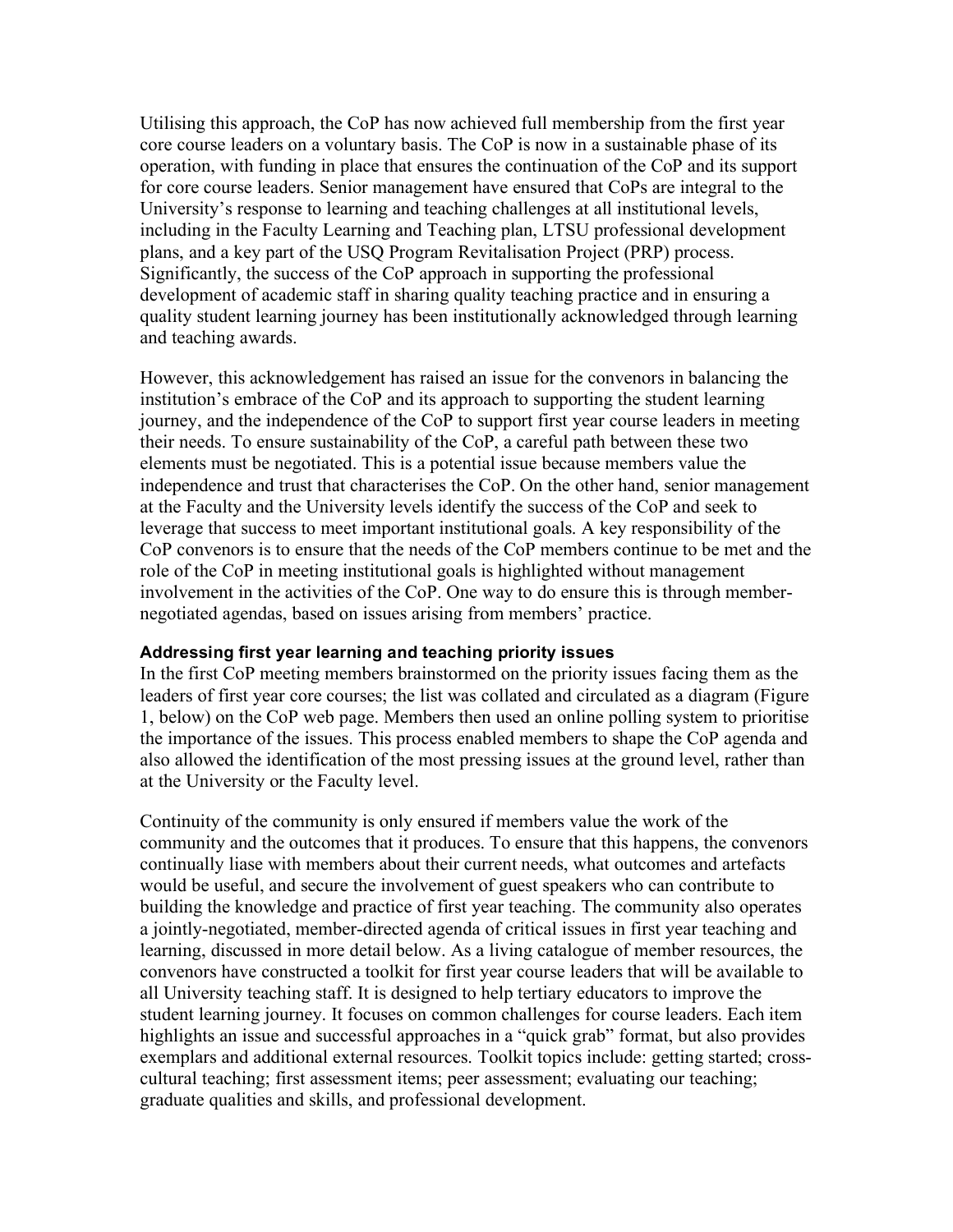Utilising this approach, the CoP has now achieved full membership from the first year core course leaders on a voluntary basis. The CoP is now in a sustainable phase of its operation, with funding in place that ensures the continuation of the CoP and its support for core course leaders. Senior management have ensured that CoPs are integral to the University's response to learning and teaching challenges at all institutional levels, including in the Faculty Learning and Teaching plan, LTSU professional development plans, and a key part of the USQ Program Revitalisation Project (PRP) process. Significantly, the success of the CoP approach in supporting the professional development of academic staff in sharing quality teaching practice and in ensuring a quality student learning journey has been institutionally acknowledged through learning and teaching awards.

However, this acknowledgement has raised an issue for the convenors in balancing the institution's embrace of the CoP and its approach to supporting the student learning journey, and the independence of the CoP to support first year course leaders in meeting their needs. To ensure sustainability of the CoP, a careful path between these two elements must be negotiated. This is a potential issue because members value the independence and trust that characterises the CoP. On the other hand, senior management at the Faculty and the University levels identify the success of the CoP and seek to leverage that success to meet important institutional goals. A key responsibility of the CoP convenors is to ensure that the needs of the CoP members continue to be met and the role of the CoP in meeting institutional goals is highlighted without management involvement in the activities of the CoP. One way to do ensure this is through member-negotiated agendas, based on issues arising from members' practice.

#### Addressing first year learning and teaching priority issues

In the first CoP meeting members brainstormed on the priority issues facing them as the leaders of first year core courses; the list was collated and circulated as a diagram (Figure 1, below) on the CoP web page. Members then used an online polling system to prioritise the importance of the issues. This process enabled members to shape the CoP agenda and also allowed the identification of the most pressing issues at the ground level, rather than at the University or the Faculty level.

Continuity of the community is only ensured if members value the work of the community and the outcomes that it produces. To ensure that this happens, the convenors continually liase with members about their current needs, what outcomes and artefacts would be useful, and secure the involvement of guest speakers who can contribute to building the knowledge and practice of first year teaching. The community also operates a jointly-negotiated, member-directed agenda of critical issues in first year teaching and learning, discussed in more detail below. As a living catalogue of member resources, the convenors have constructed a toolkit for first year course leaders that will be available to all University teaching staff. It is designed to help tertiary educators to improve the student learning journey. It focuses on common challenges for course leaders. Each item highlights an issue and successful approaches in a "quick grab" format, but also provides exemplars and additional external resources. Toolkit topics include: getting started; cross-cultural teaching; first assessment items; peer assessment; evaluating our teaching; graduate qualities and skills, and professional development.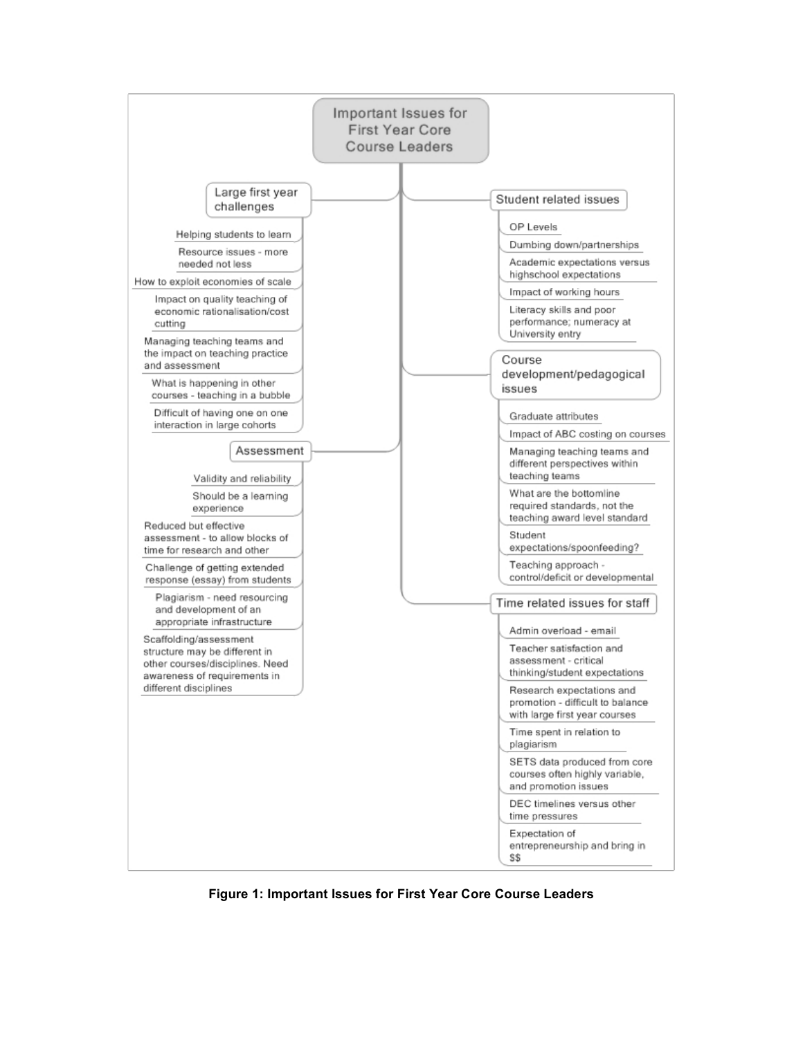# Important Issues for First Year Core Course Leaders

## Large first year challenges

- Helping students to learn
- Resource issues - more needed not less
- How to exploit economies of scale
- Impact on quality teaching of economic rationalisation/cost cutting
- Managing teaching teams and the impact on teaching practice and assessment
- What is happening in other courses - teaching in a bubble
- Difficult of having one on one interaction in large cohorts

## Assessment

- Validity and reliability
- Should be a learning experience
- Reduced but effective assessment - to allow blocks of time for research and other
- Challenge of getting extended response (essay) from students
- Plagiarism - need resourcing and development of an appropriate infrastructure
- Scaffolding/assessment structure may be different in other courses/disciplines. Need awareness of requirements in different disciplines

## Student related issues

- OP Levels
- Dumbing down/partnerships
- Academic expectations versus highschool expectations
- Impact of working hours
- Literacy skills and poor performance; numeracy at University entry

## Course development/pedagogical issues

- Graduate attributes
- Impact of ABC costing on courses
- Managing teaching teams and different perspectives within teaching teams
- What are the bottomline required standards, not the teaching award level standard
- Student expectations/spoonfeeding?
- Teaching approach - control/deficit or developmental

## Time related issues for staff

- Admin overload - email
- Teacher satisfaction and assessment - critical thinking/student expectations
- Research expectations and promotion - difficult to balance with large first year courses
- Time spent in relation to plagiarism
- SETS data produced from core courses often highly variable, and promotion issues
- DEC timelines versus other time pressures
- Expectation of entrepreneurship and bring in $$

**Figure 1: Important Issues for First Year Core Course Leaders**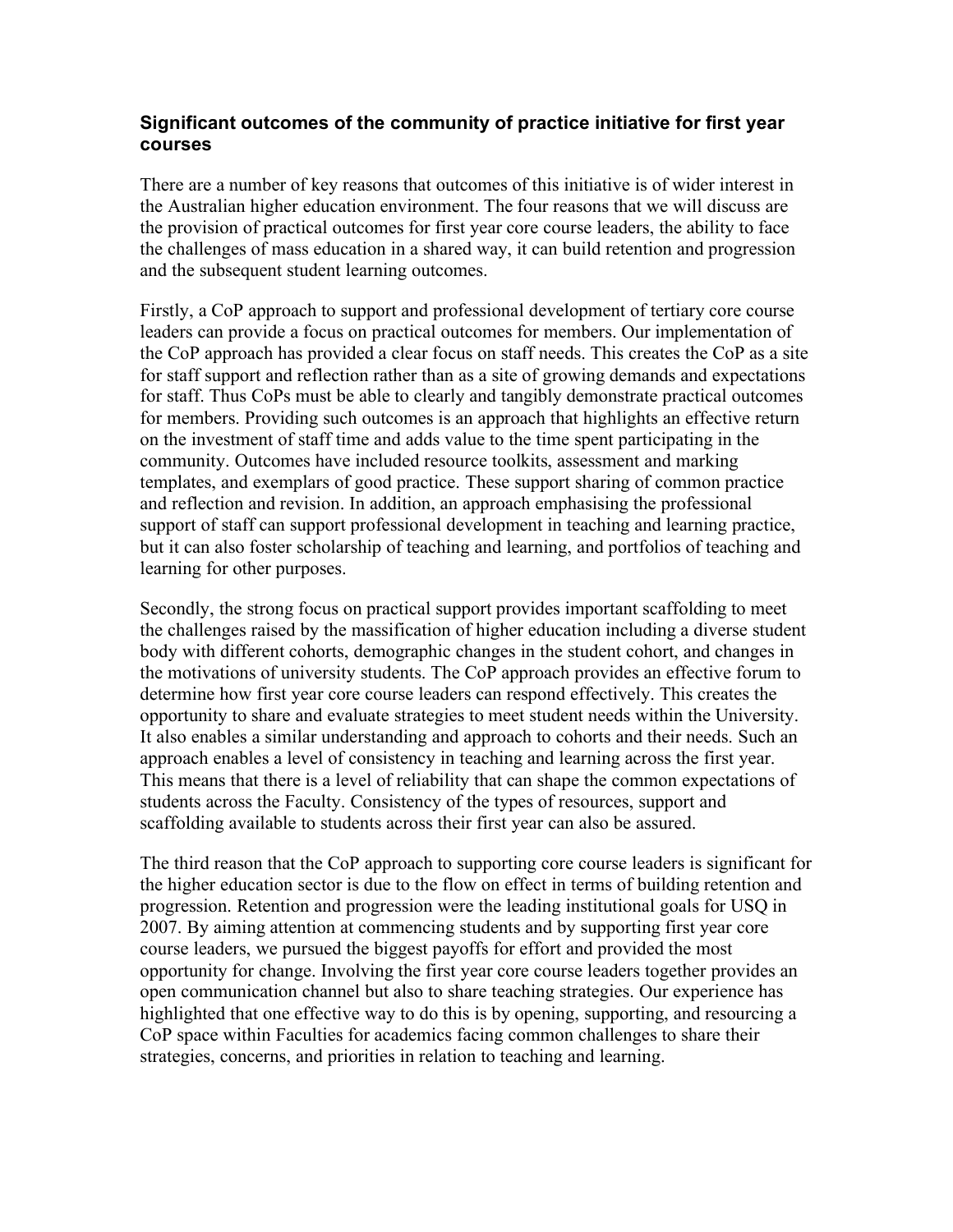### Significant outcomes of the community of practice initiative for first year courses

There are a number of key reasons that outcomes of this initiative is of wider interest in the Australian higher education environment. The four reasons that we will discuss are the provision of practical outcomes for first year core course leaders, the ability to face the challenges of mass education in a shared way, it can build retention and progression and the subsequent student learning outcomes.

Firstly, a CoP approach to support and professional development of tertiary core course leaders can provide a focus on practical outcomes for members. Our implementation of the CoP approach has provided a clear focus on staff needs. This creates the CoP as a site for staff support and reflection rather than as a site of growing demands and expectations for staff. Thus CoPs must be able to clearly and tangibly demonstrate practical outcomes for members. Providing such outcomes is an approach that highlights an effective return on the investment of staff time and adds value to the time spent participating in the community. Outcomes have included resource toolkits, assessment and marking templates, and exemplars of good practice. These support sharing of common practice and reflection and revision. In addition, an approach emphasising the professional support of staff can support professional development in teaching and learning practice, but it can also foster scholarship of teaching and learning, and portfolios of teaching and learning for other purposes.

Secondly, the strong focus on practical support provides important scaffolding to meet the challenges raised by the massification of higher education including a diverse student body with different cohorts, demographic changes in the student cohort, and changes in the motivations of university students. The CoP approach provides an effective forum to determine how first year core course leaders can respond effectively. This creates the opportunity to share and evaluate strategies to meet student needs within the University. It also enables a similar understanding and approach to cohorts and their needs. Such an approach enables a level of consistency in teaching and learning across the first year. This means that there is a level of reliability that can shape the common expectations of students across the Faculty. Consistency of the types of resources, support and scaffolding available to students across their first year can also be assured.

The third reason that the CoP approach to supporting core course leaders is significant for the higher education sector is due to the flow on effect in terms of building retention and progression. Retention and progression were the leading institutional goals for USQ in 2007. By aiming attention at commencing students and by supporting first year core course leaders, we pursued the biggest payoffs for effort and provided the most opportunity for change. Involving the first year core course leaders together provides an open communication channel but also to share teaching strategies. Our experience has highlighted that one effective way to do this is by opening, supporting, and resourcing a CoP space within Faculties for academics facing common challenges to share their strategies, concerns, and priorities in relation to teaching and learning.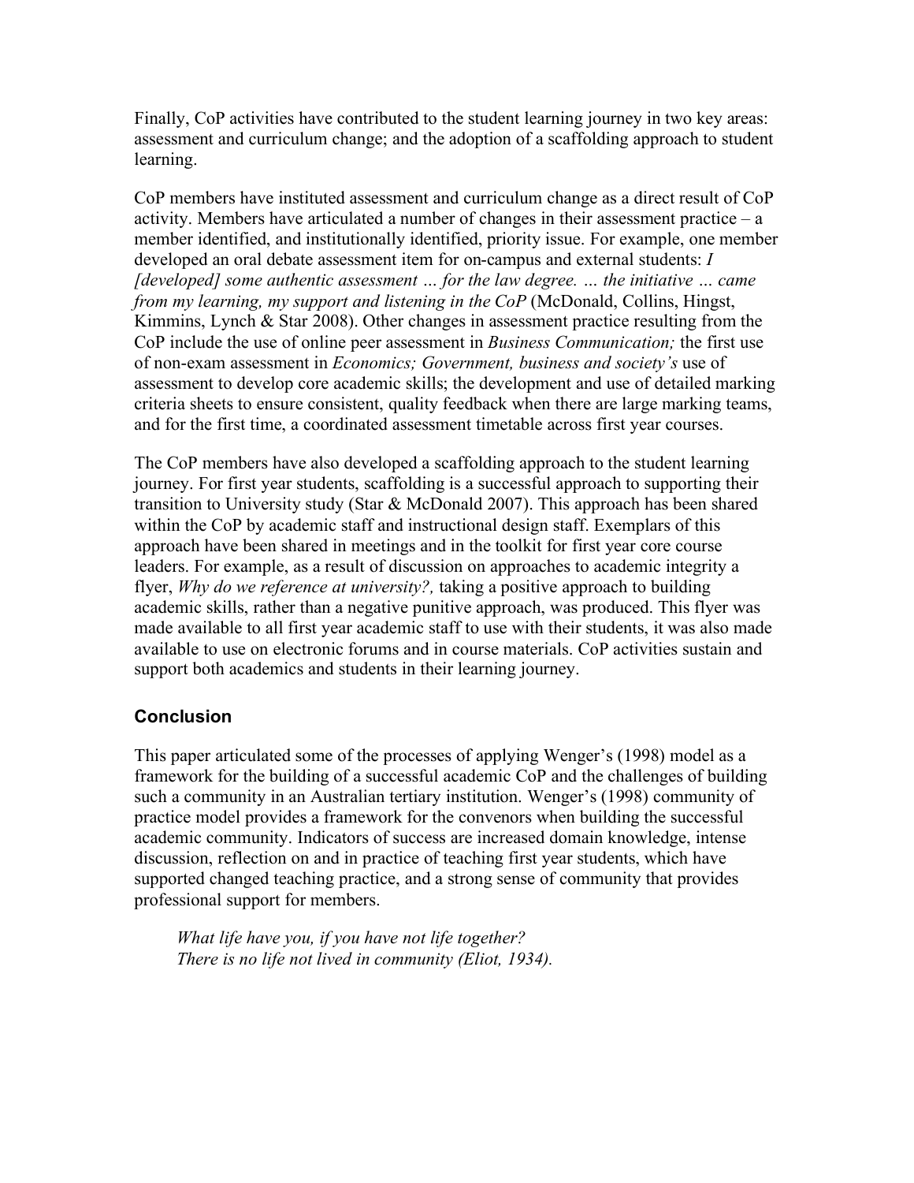Finally, CoP activities have contributed to the student learning journey in two key areas: assessment and curriculum change; and the adoption of a scaffolding approach to student learning.

CoP members have instituted assessment and curriculum change as a direct result of CoP activity. Members have articulated a number of changes in their assessment practice – a member identified, and institutionally identified, priority issue. For example, one member developed an oral debate assessment item for on-campus and external students: *I [developed] some authentic assessment … for the law degree. … the initiative … came from my learning, my support and listening in the CoP* (McDonald, Collins, Hingst, Kimmins, Lynch & Star 2008). Other changes in assessment practice resulting from the CoP include the use of online peer assessment in *Business Communication;* the first use of non-exam assessment in *Economics; Government, business and society's* use of assessment to develop core academic skills; the development and use of detailed marking criteria sheets to ensure consistent, quality feedback when there are large marking teams, and for the first time, a coordinated assessment timetable across first year courses.

The CoP members have also developed a scaffolding approach to the student learning journey. For first year students, scaffolding is a successful approach to supporting their transition to University study (Star & McDonald 2007). This approach has been shared within the CoP by academic staff and instructional design staff. Exemplars of this approach have been shared in meetings and in the toolkit for first year core course leaders. For example, as a result of discussion on approaches to academic integrity a flyer, *Why do we reference at university?,* taking a positive approach to building academic skills, rather than a negative punitive approach, was produced. This flyer was made available to all first year academic staff to use with their students, it was also made available to use on electronic forums and in course materials. CoP activities sustain and support both academics and students in their learning journey.

## Conclusion

This paper articulated some of the processes of applying Wenger's (1998) model as a framework for the building of a successful academic CoP and the challenges of building such a community in an Australian tertiary institution. Wenger's (1998) community of practice model provides a framework for the convenors when building the successful academic community. Indicators of success are increased domain knowledge, intense discussion, reflection on and in practice of teaching first year students, which have supported changed teaching practice, and a strong sense of community that provides professional support for members.

> *What life have you, if you have not life together?*
> *There is no life not lived in community (Eliot, 1934).*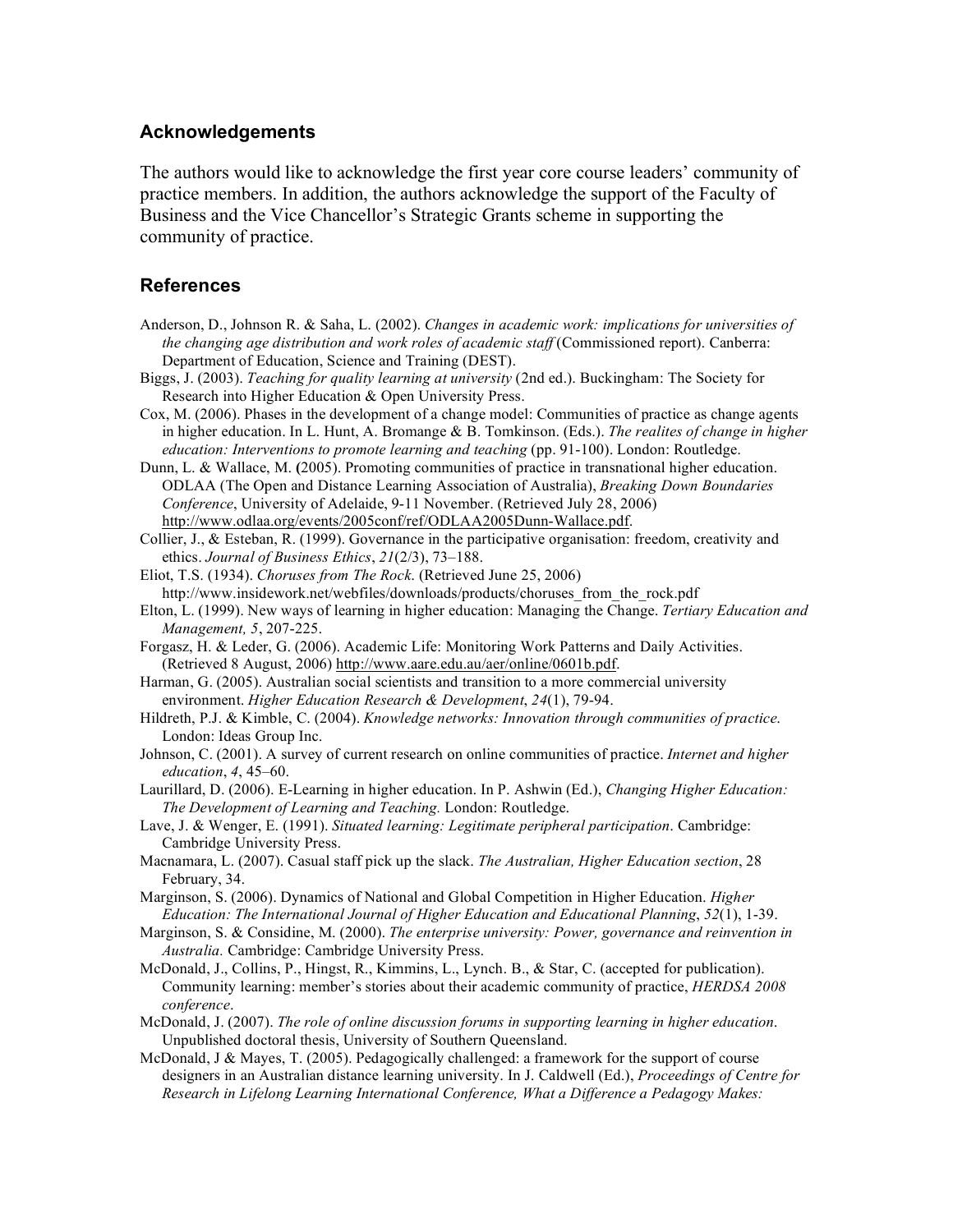## Acknowledgements

The authors would like to acknowledge the first year core course leaders' community of practice members. In addition, the authors acknowledge the support of the Faculty of Business and the Vice Chancellor's Strategic Grants scheme in supporting the community of practice.

## References

Anderson, D., Johnson R. & Saha, L. (2002). *Changes in academic work: implications for universities of the changing age distribution and work roles of academic staff* (Commissioned report). Canberra: Department of Education, Science and Training (DEST).

Biggs, J. (2003). *Teaching for quality learning at university* (2nd ed.). Buckingham: The Society for Research into Higher Education & Open University Press.

Cox, M. (2006). Phases in the development of a change model: Communities of practice as change agents in higher education. In L. Hunt, A. Bromange & B. Tomkinson. (Eds.). *The realites of change in higher education: Interventions to promote learning and teaching* (pp. 91-100). London: Routledge.

Dunn, L. & Wallace, M. (2005). Promoting communities of practice in transnational higher education. ODLAA (The Open and Distance Learning Association of Australia), *Breaking Down Boundaries Conference*, University of Adelaide, 9-11 November. (Retrieved July 28, 2006) http://www.odlaa.org/events/2005conf/ref/ODLAA2005Dunn-Wallace.pdf.

Collier, J., & Esteban, R. (1999). Governance in the participative organisation: freedom, creativity and ethics. *Journal of Business Ethics*, *21*(2/3), 73–188.

Eliot, T.S. (1934). *Choruses from The Rock*. (Retrieved June 25, 2006) http://www.insidework.net/webfiles/downloads/products/choruses_from_the_rock.pdf

Elton, L. (1999). New ways of learning in higher education: Managing the Change. *Tertiary Education and Management, 5*, 207-225.

Forgasz, H. & Leder, G. (2006). Academic Life: Monitoring Work Patterns and Daily Activities. (Retrieved 8 August, 2006) http://www.aare.edu.au/aer/online/0601b.pdf.

Harman, G. (2005). Australian social scientists and transition to a more commercial university environment. *Higher Education Research & Development*, *24*(1), 79-94.

Hildreth, P.J. & Kimble, C. (2004). *Knowledge networks: Innovation through communities of practice*. London: Ideas Group Inc.

Johnson, C. (2001). A survey of current research on online communities of practice. *Internet and higher education*, *4*, 45–60.

Laurillard, D. (2006). E-Learning in higher education. In P. Ashwin (Ed.), *Changing Higher Education: The Development of Learning and Teaching.* London: Routledge.

Lave, J. & Wenger, E. (1991). *Situated learning: Legitimate peripheral participation*. Cambridge: Cambridge University Press.

Macnamara, L. (2007). Casual staff pick up the slack. *The Australian, Higher Education section*, 28 February, 34.

Marginson, S. (2006). Dynamics of National and Global Competition in Higher Education. *Higher Education: The International Journal of Higher Education and Educational Planning*, *52*(1), 1-39.

Marginson, S. & Considine, M. (2000). *The enterprise university: Power, governance and reinvention in Australia.* Cambridge: Cambridge University Press.

McDonald, J., Collins, P., Hingst, R., Kimmins, L., Lynch. B., & Star, C. (accepted for publication). Community learning: member's stories about their academic community of practice, *HERDSA 2008 conference*.

McDonald, J. (2007). *The role of online discussion forums in supporting learning in higher education*. Unpublished doctoral thesis, University of Southern Queensland.

McDonald, J & Mayes, T. (2005). Pedagogically challenged: a framework for the support of course designers in an Australian distance learning university. In J. Caldwell (Ed.), *Proceedings of Centre for Research in Lifelong Learning International Conference, What a Difference a Pedagogy Makes:*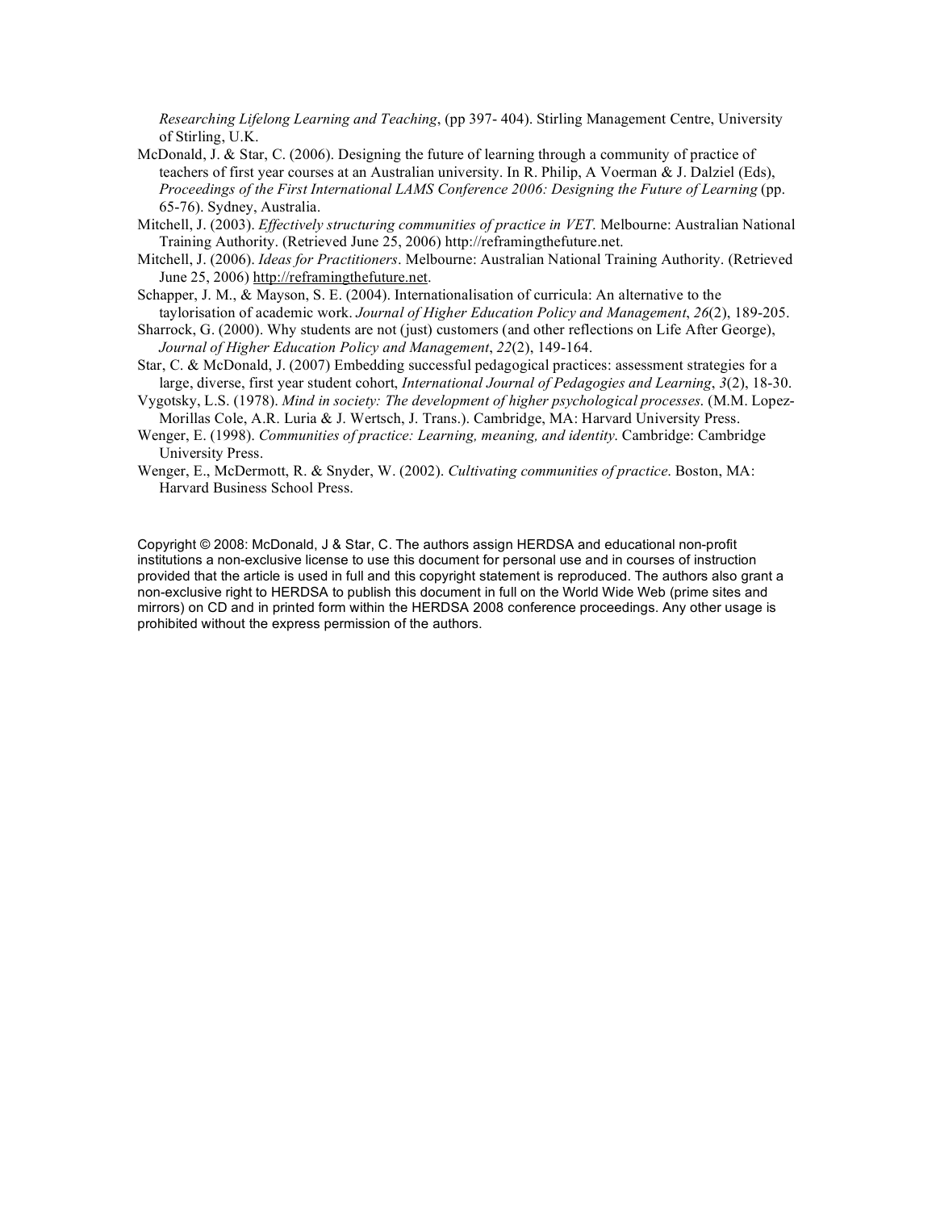*Researching Lifelong Learning and Teaching*, (pp 397- 404). Stirling Management Centre, University of Stirling, U.K.

McDonald, J. & Star, C. (2006). Designing the future of learning through a community of practice of teachers of first year courses at an Australian university. In R. Philip, A Voerman & J. Dalziel (Eds), *Proceedings of the First International LAMS Conference 2006: Designing the Future of Learning* (pp. 65-76). Sydney, Australia.

Mitchell, J. (2003). *Effectively structuring communities of practice in VET*. Melbourne: Australian National Training Authority. (Retrieved June 25, 2006) http://reframingthefuture.net.

Mitchell, J. (2006). *Ideas for Practitioners*. Melbourne: Australian National Training Authority. (Retrieved June 25, 2006) http://reframingthefuture.net.

Schapper, J. M., & Mayson, S. E. (2004). Internationalisation of curricula: An alternative to the taylorisation of academic work. *Journal of Higher Education Policy and Management*, *26*(2), 189-205.

Sharrock, G. (2000). Why students are not (just) customers (and other reflections on Life After George), *Journal of Higher Education Policy and Management*, *22*(2), 149-164.

Star, C. & McDonald, J. (2007) Embedding successful pedagogical practices: assessment strategies for a large, diverse, first year student cohort, *International Journal of Pedagogies and Learning*, *3*(2), 18-30.

Vygotsky, L.S. (1978). *Mind in society: The development of higher psychological processes.* (M.M. Lopez-Morillas Cole, A.R. Luria & J. Wertsch, J. Trans.). Cambridge, MA: Harvard University Press.

Wenger, E. (1998). *Communities of practice: Learning, meaning, and identity*. Cambridge: Cambridge University Press.

Wenger, E., McDermott, R. & Snyder, W. (2002). *Cultivating communities of practice*. Boston, MA: Harvard Business School Press.

Copyright © 2008: McDonald, J & Star, C. The authors assign HERDSA and educational non-profit institutions a non-exclusive license to use this document for personal use and in courses of instruction provided that the article is used in full and this copyright statement is reproduced. The authors also grant a non-exclusive right to HERDSA to publish this document in full on the World Wide Web (prime sites and mirrors) on CD and in printed form within the HERDSA 2008 conference proceedings. Any other usage is prohibited without the express permission of the authors.